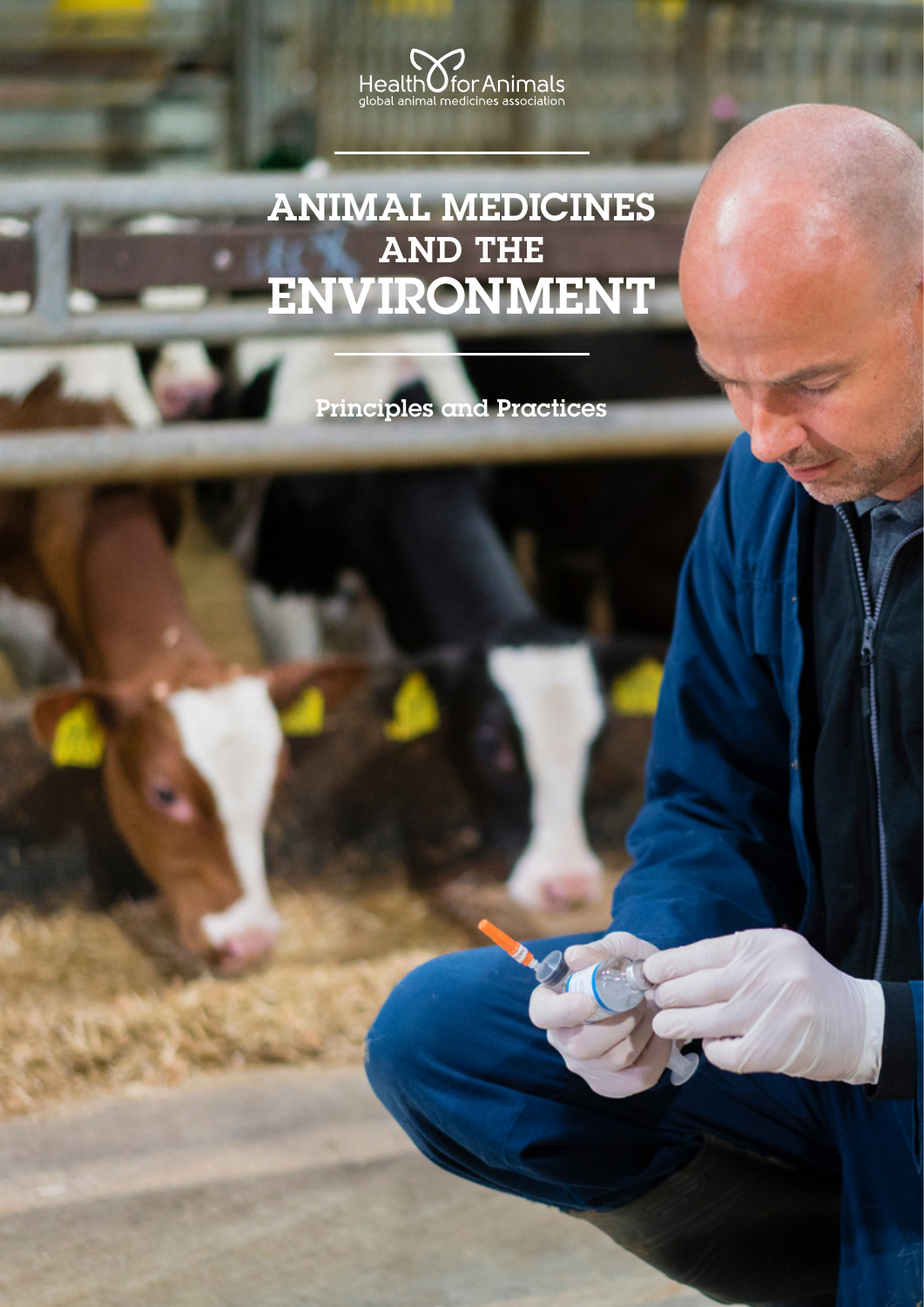HealthforAnimals
global animal medicines association

# ANIMAL MEDICINES AND THE ENVIRONMENT

Principles and Practices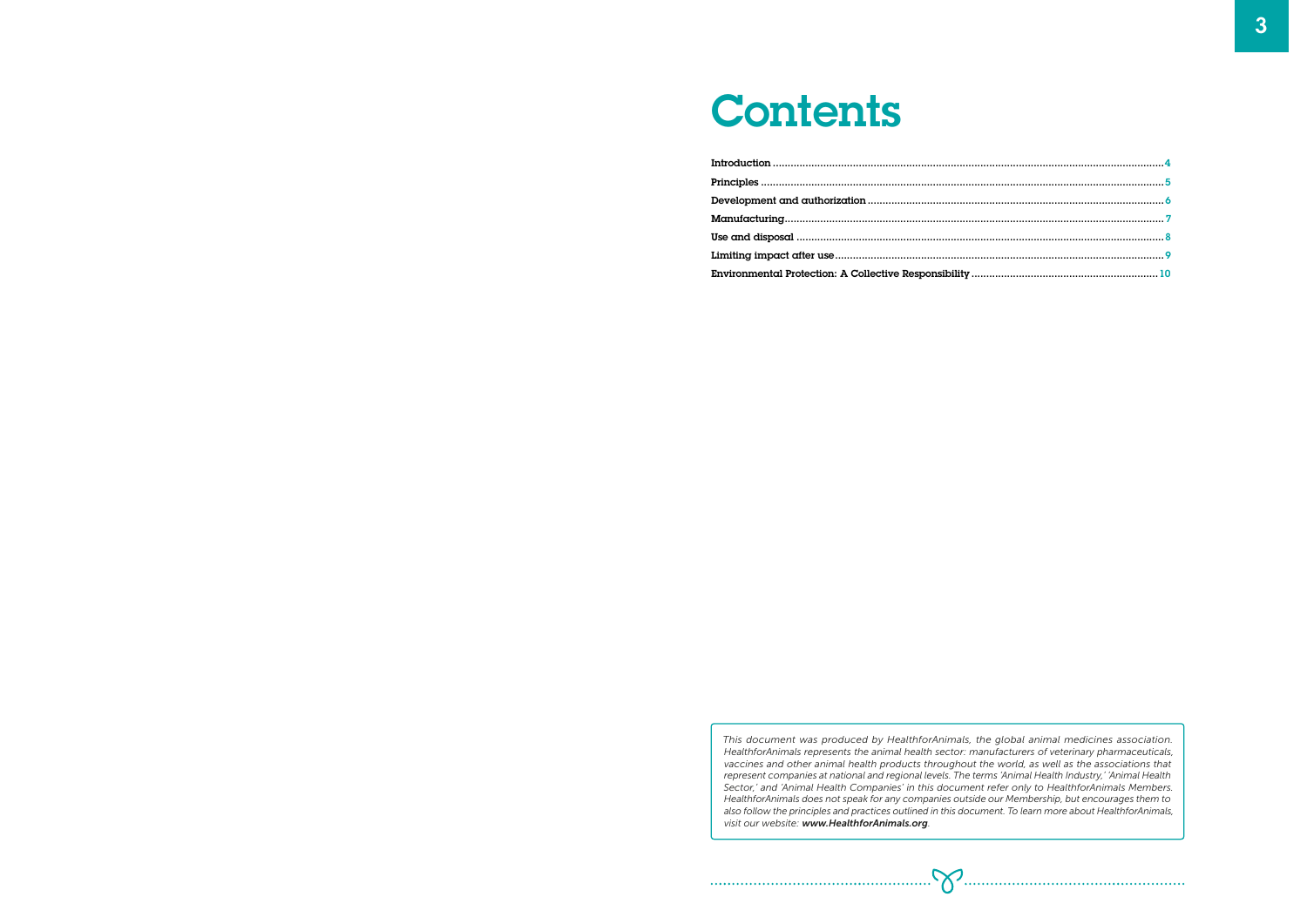# Contents

- **Introduction** .......... 4
- **Principles** .......... 5
- **Development and authorization** .......... 6
- **Manufacturing** .......... 7
- **Use and disposal** .......... 8
- **Limiting impact after use** .......... 9
- **Environmental Protection: A Collective Responsibility** .......... 10

*This document was produced by HealthforAnimals, the global animal medicines association. HealthforAnimals represents the animal health sector: manufacturers of veterinary pharmaceuticals, vaccines and other animal health products throughout the world, as well as the associations that represent companies at national and regional levels. The terms 'Animal Health Industry,' 'Animal Health Sector,' and 'Animal Health Companies' in this document refer only to HealthforAnimals Members. HealthforAnimals does not speak for any companies outside our Membership, but encourages them to also follow the principles and practices outlined in this document. To learn more about HealthforAnimals, visit our website: **www.HealthforAnimals.org**.*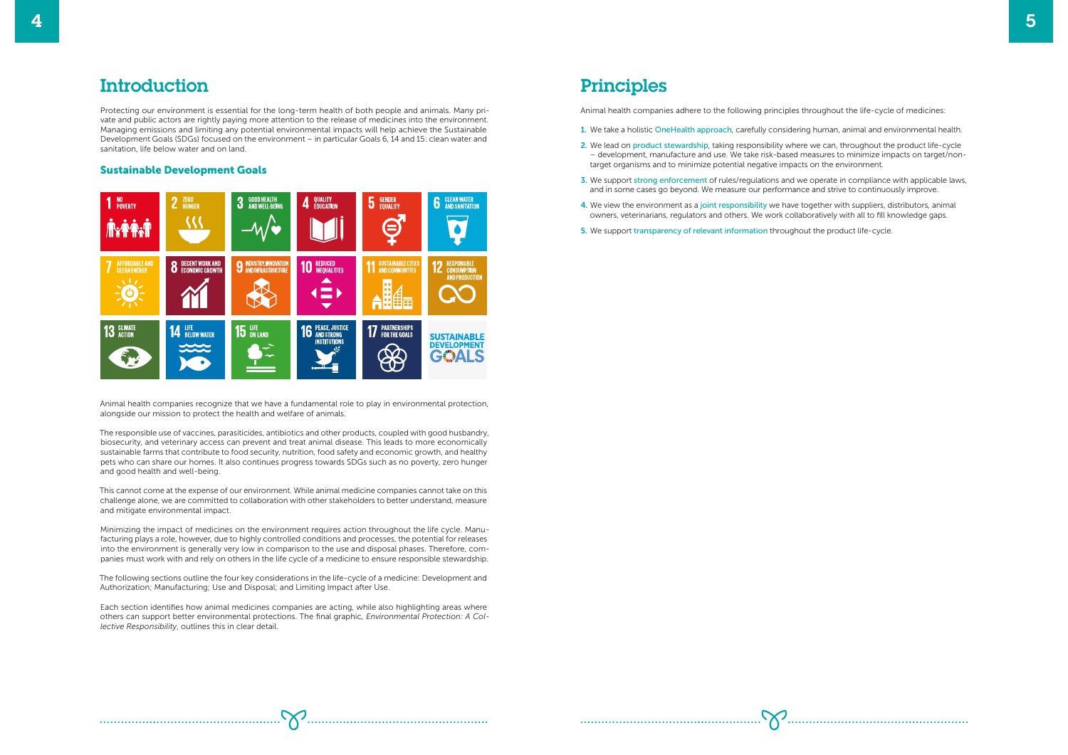# Introduction

Protecting our environment is essential for the long-term health of both people and animals. Many private and public actors are rightly paying more attention to the release of medicines into the environment. Managing emissions and limiting any potential environmental impacts will help achieve the Sustainable Development Goals (SDGs) focused on the environment – in particular Goals 6, 14 and 15: clean water and sanitation, life below water and on land.

## Sustainable Development Goals

1 No Poverty
2 Zero Hunger
3 Good Health and Well-Being
4 Quality Education
5 Gender Equality
6 Clean Water and Sanitation
7 Affordable and Clean Energy
8 Decent Work and Economic Growth
9 Industry, Innovation and Infrastructure
10 Reduced Inequalities
11 Sustainable Cities and Communities
12 Responsible Consumption and Production
13 Climate Action
14 Life Below Water
15 Life on Land
16 Peace, Justice and Strong Institutions
17 Partnerships for the Goals

Sustainable Development Goals

Animal health companies recognize that we have a fundamental role to play in environmental protection, alongside our mission to protect the health and welfare of animals.

The responsible use of vaccines, parasiticides, antibiotics and other products, coupled with good husbandry, biosecurity, and veterinary access can prevent and treat animal disease. This leads to more economically sustainable farms that contribute to food security, nutrition, food safety and economic growth, and healthy pets who can share our homes. It also continues progress towards SDGs such as no poverty, zero hunger and good health and well-being.

This cannot come at the expense of our environment. While animal medicine companies cannot take on this challenge alone, we are committed to collaboration with other stakeholders to better understand, measure and mitigate environmental impact.

Minimizing the impact of medicines on the environment requires action throughout the life cycle. Manufacturing plays a role, however, due to highly controlled conditions and processes, the potential for releases into the environment is generally very low in comparison to the use and disposal phases. Therefore, companies must work with and rely on others in the life cycle of a medicine to ensure responsible stewardship.

The following sections outline the four key considerations in the life-cycle of a medicine: Development and Authorization; Manufacturing; Use and Disposal; and Limiting Impact after Use.

Each section identifies how animal medicines companies are acting, while also highlighting areas where others can support better environmental protections. The final graphic, *Environmental Protection: A Collective Responsibility*, outlines this in clear detail.

# Principles

Animal health companies adhere to the following principles throughout the life-cycle of medicines:

1. We take a holistic OneHealth approach, carefully considering human, animal and environmental health.
2. We lead on product stewardship, taking responsibility where we can, throughout the product life-cycle – development, manufacture and use. We take risk-based measures to minimize impacts on target/non-target organisms and to minimize potential negative impacts on the environment.
3. We support strong enforcement of rules/regulations and we operate in compliance with applicable laws, and in some cases go beyond. We measure our performance and strive to continuously improve.
4. We view the environment as a joint responsibility we have together with suppliers, distributors, animal owners, veterinarians, regulators and others. We work collaboratively with all to fill knowledge gaps.
5. We support transparency of relevant information throughout the product life-cycle.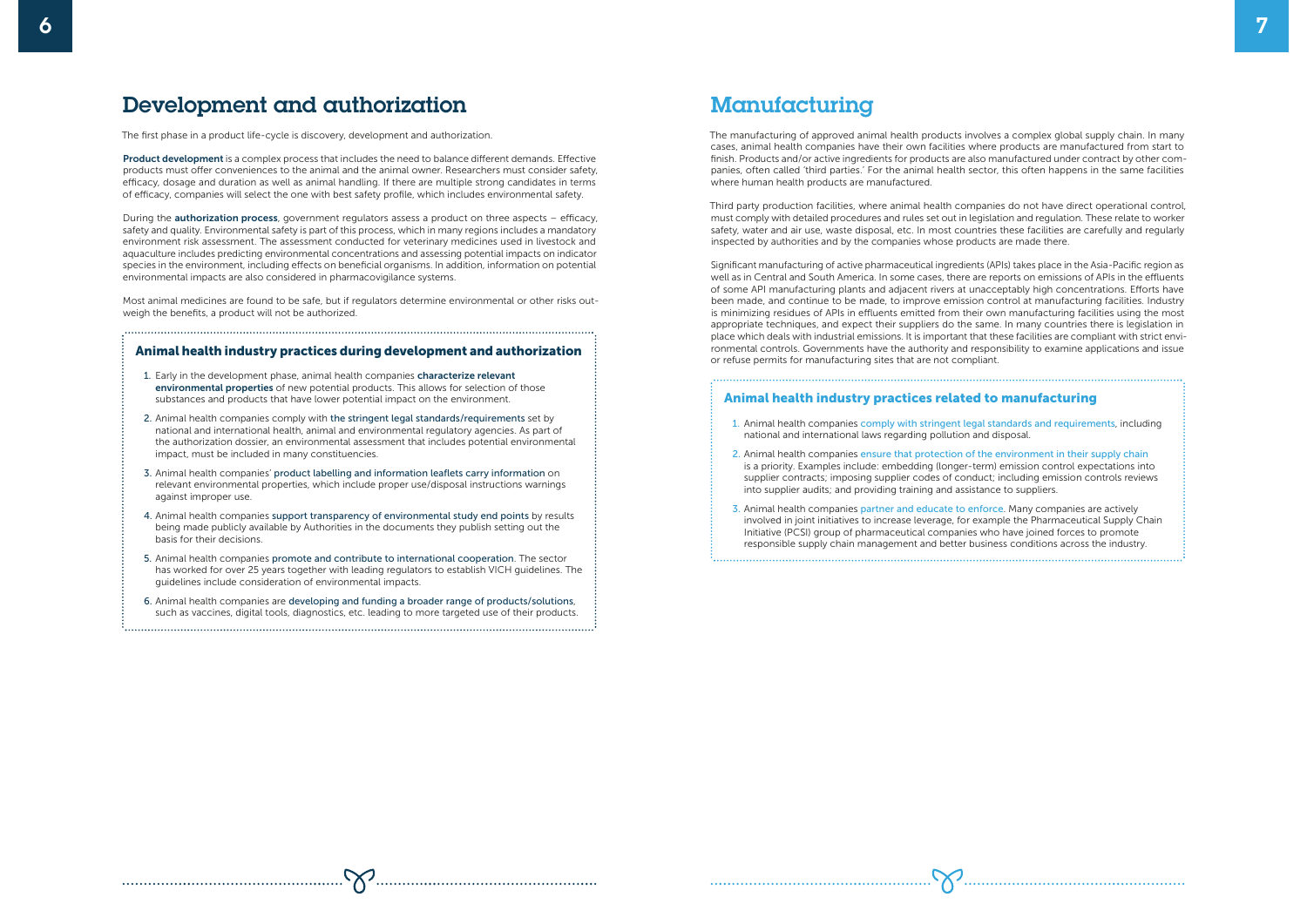# Development and authorization

The first phase in a product life-cycle is discovery, development and authorization.

**Product development** is a complex process that includes the need to balance different demands. Effective products must offer conveniences to the animal and the animal owner. Researchers must consider safety, efficacy, dosage and duration as well as animal handling. If there are multiple strong candidates in terms of efficacy, companies will select the one with best safety profile, which includes environmental safety.

During the **authorization process**, government regulators assess a product on three aspects – efficacy, safety and quality. Environmental safety is part of this process, which in many regions includes a mandatory environment risk assessment. The assessment conducted for veterinary medicines used in livestock and aquaculture includes predicting environmental concentrations and assessing potential impacts on indicator species in the environment, including effects on beneficial organisms. In addition, information on potential environmental impacts are also considered in pharmacovigilance systems.

Most animal medicines are found to be safe, but if regulators determine environmental or other risks outweigh the benefits, a product will not be authorized.

### Animal health industry practices during development and authorization

1. Early in the development phase, animal health companies **characterize relevant environmental properties** of new potential products. This allows for selection of those substances and products that have lower potential impact on the environment.
2. Animal health companies comply with the stringent legal standards/requirements set by national and international health, animal and environmental regulatory agencies. As part of the authorization dossier, an environmental assessment that includes potential environmental impact, must be included in many constituencies.
3. Animal health companies' product labelling and information leaflets carry information on relevant environmental properties, which include proper use/disposal instructions warnings against improper use.
4. Animal health companies support transparency of environmental study end points by results being made publicly available by Authorities in the documents they publish setting out the basis for their decisions.
5. Animal health companies promote and contribute to international cooperation. The sector has worked for over 25 years together with leading regulators to establish VICH guidelines. The guidelines include consideration of environmental impacts.
6. Animal health companies are developing and funding a broader range of products/solutions, such as vaccines, digital tools, diagnostics, etc. leading to more targeted use of their products.

# Manufacturing

The manufacturing of approved animal health products involves a complex global supply chain. In many cases, animal health companies have their own facilities where products are manufactured from start to finish. Products and/or active ingredients for products are also manufactured under contract by other companies, often called 'third parties.' For the animal health sector, this often happens in the same facilities where human health products are manufactured.

Third party production facilities, where animal health companies do not have direct operational control, must comply with detailed procedures and rules set out in legislation and regulation. These relate to worker safety, water and air use, waste disposal, etc. In most countries these facilities are carefully and regularly inspected by authorities and by the companies whose products are made there.

Significant manufacturing of active pharmaceutical ingredients (APIs) takes place in the Asia-Pacific region as well as in Central and South America. In some cases, there are reports on emissions of APIs in the effluents of some API manufacturing plants and adjacent rivers at unacceptably high concentrations. Efforts have been made, and continue to be made, to improve emission control at manufacturing facilities. Industry is minimizing residues of APIs in effluents emitted from their own manufacturing facilities using the most appropriate techniques, and expect their suppliers do the same. In many countries there is legislation in place which deals with industrial emissions. It is important that these facilities are compliant with strict environmental controls. Governments have the authority and responsibility to examine applications and issue or refuse permits for manufacturing sites that are not compliant.

### Animal health industry practices related to manufacturing

1. Animal health companies comply with stringent legal standards and requirements, including national and international laws regarding pollution and disposal.
2. Animal health companies ensure that protection of the environment in their supply chain is a priority. Examples include: embedding (longer-term) emission control expectations into supplier contracts; imposing supplier codes of conduct; including emission controls reviews into supplier audits; and providing training and assistance to suppliers.
3. Animal health companies partner and educate to enforce. Many companies are actively involved in joint initiatives to increase leverage, for example the Pharmaceutical Supply Chain Initiative (PCSI) group of pharmaceutical companies who have joined forces to promote responsible supply chain management and better business conditions across the industry.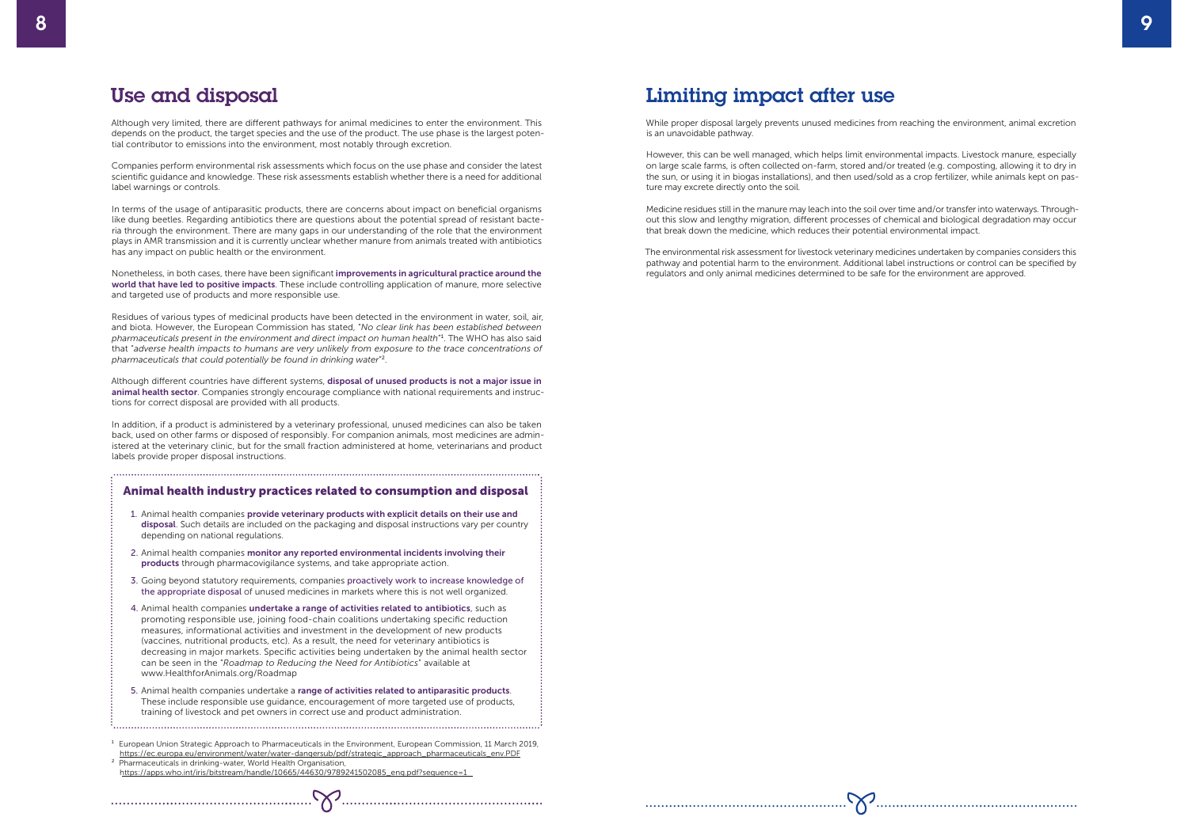## Use and disposal

Although very limited, there are different pathways for animal medicines to enter the environment. This depends on the product, the target species and the use of the product. The use phase is the largest potential contributor to emissions into the environment, most notably through excretion.

Companies perform environmental risk assessments which focus on the use phase and consider the latest scientific guidance and knowledge. These risk assessments establish whether there is a need for additional label warnings or controls.

In terms of the usage of antiparasitic products, there are concerns about impact on beneficial organisms like dung beetles. Regarding antibiotics there are questions about the potential spread of resistant bacteria through the environment. There are many gaps in our understanding of the role that the environment plays in AMR transmission and it is currently unclear whether manure from animals treated with antibiotics has any impact on public health or the environment.

Nonetheless, in both cases, there have been significant **improvements in agricultural practice around the world that have led to positive impacts**. These include controlling application of manure, more selective and targeted use of products and more responsible use.

Residues of various types of medicinal products have been detected in the environment in water, soil, air, and biota. However, the European Commission has stated, "*No clear link has been established between pharmaceuticals present in the environment and direct impact on human health*"[1]. The WHO has also said that "*adverse health impacts to humans are very unlikely from exposure to the trace concentrations of pharmaceuticals that could potentially be found in drinking water*"[2].

Although different countries have different systems, **disposal of unused products is not a major issue in animal health sector**. Companies strongly encourage compliance with national requirements and instructions for correct disposal are provided with all products.

In addition, if a product is administered by a veterinary professional, unused medicines can also be taken back, used on other farms or disposed of responsibly. For companion animals, most medicines are administered at the veterinary clinic, but for the small fraction administered at home, veterinarians and product labels provide proper disposal instructions.

### Animal health industry practices related to consumption and disposal

1. Animal health companies **provide veterinary products with explicit details on their use and disposal**. Such details are included on the packaging and disposal instructions vary per country depending on national regulations.
2. Animal health companies **monitor any reported environmental incidents involving their products** through pharmacovigilance systems, and take appropriate action.
3. Going beyond statutory requirements, companies **proactively work to increase knowledge of the appropriate disposal** of unused medicines in markets where this is not well organized.
4. Animal health companies **undertake a range of activities related to antibiotics**, such as promoting responsible use, joining food-chain coalitions undertaking specific reduction measures, informational activities and investment in the development of new products (vaccines, nutritional products, etc). As a result, the need for veterinary antibiotics is decreasing in major markets. Specific activities being undertaken by the animal health sector can be seen in the "*Roadmap to Reducing the Need for Antibiotics*" available at www.HealthforAnimals.org/Roadmap
5. Animal health companies undertake a **range of activities related to antiparasitic products**. These include responsible use guidance, encouragement of more targeted use of products, training of livestock and pet owners in correct use and product administration.

[1] European Union Strategic Approach to Pharmaceuticals in the Environment, European Commission, 11 March 2019, https://ec.europa.eu/environment/water/water-dangersub/pdf/strategic_approach_pharmaceuticals_env.PDF

[2] Pharmaceuticals in drinking-water, World Health Organisation, https://apps.who.int/iris/bitstream/handle/10665/44630/9789241502085_eng.pdf?sequence=1

## Limiting impact after use

While proper disposal largely prevents unused medicines from reaching the environment, animal excretion is an unavoidable pathway.

However, this can be well managed, which helps limit environmental impacts. Livestock manure, especially on large scale farms, is often collected on-farm, stored and/or treated (e.g. composting, allowing it to dry in the sun, or using it in biogas installations), and then used/sold as a crop fertilizer, while animals kept on pasture may excrete directly onto the soil.

Medicine residues still in the manure may leach into the soil over time and/or transfer into waterways. Throughout this slow and lengthy migration, different processes of chemical and biological degradation may occur that break down the medicine, which reduces their potential environmental impact.

The environmental risk assessment for livestock veterinary medicines undertaken by companies considers this pathway and potential harm to the environment. Additional label instructions or control can be specified by regulators and only animal medicines determined to be safe for the environment are approved.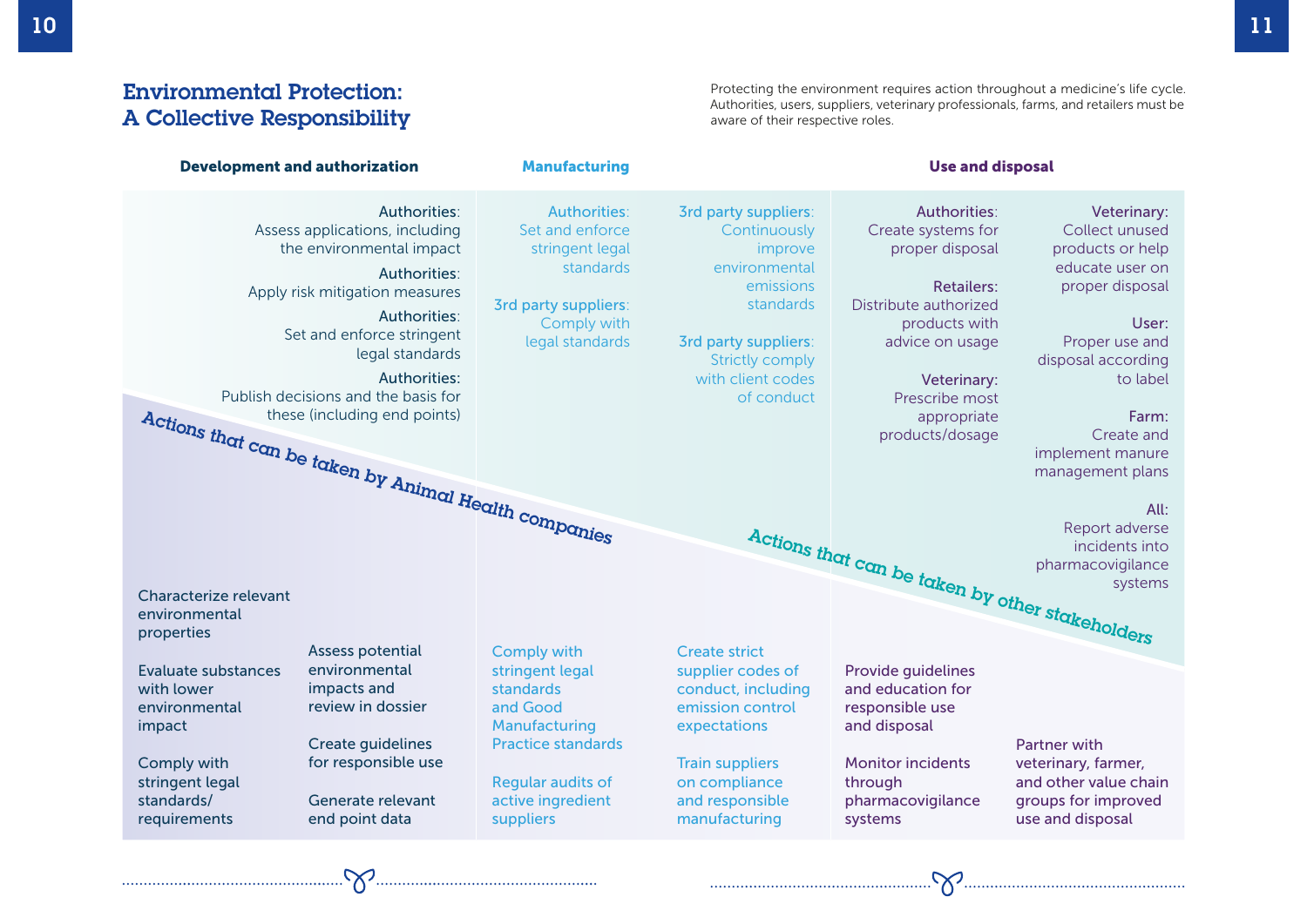## Environmental Protection: A Collective Responsibility

Protecting the environment requires action throughout a medicine's life cycle. Authorities, users, suppliers, veterinary professionals, farms, and retailers must be aware of their respective roles.

### Actions that can be taken by other stakeholders

**Development and authorization**

- Authorities: Assess applications, including the environmental impact
- Authorities: Apply risk mitigation measures
- Authorities: Set and enforce stringent legal standards
- Authorities: Publish decisions and the basis for these (including end points)

**Manufacturing**

- Authorities: Set and enforce stringent legal standards
- 3rd party suppliers: Comply with legal standards
- 3rd party suppliers: Continuously improve environmental emissions standards
- 3rd party suppliers: Strictly comply with client codes of conduct

**Use and disposal**

- Authorities: Create systems for proper disposal
- Retailers: Distribute authorized products with advice on usage
- Veterinary: Prescribe most appropriate products/dosage
- Veterinary: Collect unused products or help educate user on proper disposal
- User: Proper use and disposal according to label
- Farm: Create and implement manure management plans
- All: Report adverse incidents into pharmacovigilance systems

### Actions that can be taken by Animal Health companies

**Development and authorization**

- Characterize relevant environmental properties
- Evaluate substances with lower environmental impact
- Comply with stringent legal standards/requirements
- Assess potential environmental impacts and review in dossier
- Create guidelines for responsible use
- Generate relevant end point data

**Manufacturing**

- Comply with stringent legal standards and Good Manufacturing Practice standards
- Regular audits of active ingredient suppliers
- Create strict supplier codes of conduct, including emission control expectations
- Train suppliers on compliance and responsible manufacturing

**Use and disposal**

- Provide guidelines and education for responsible use and disposal
- Monitor incidents through pharmacovigilance systems
- Partner with veterinary, farmer, and other value chain groups for improved use and disposal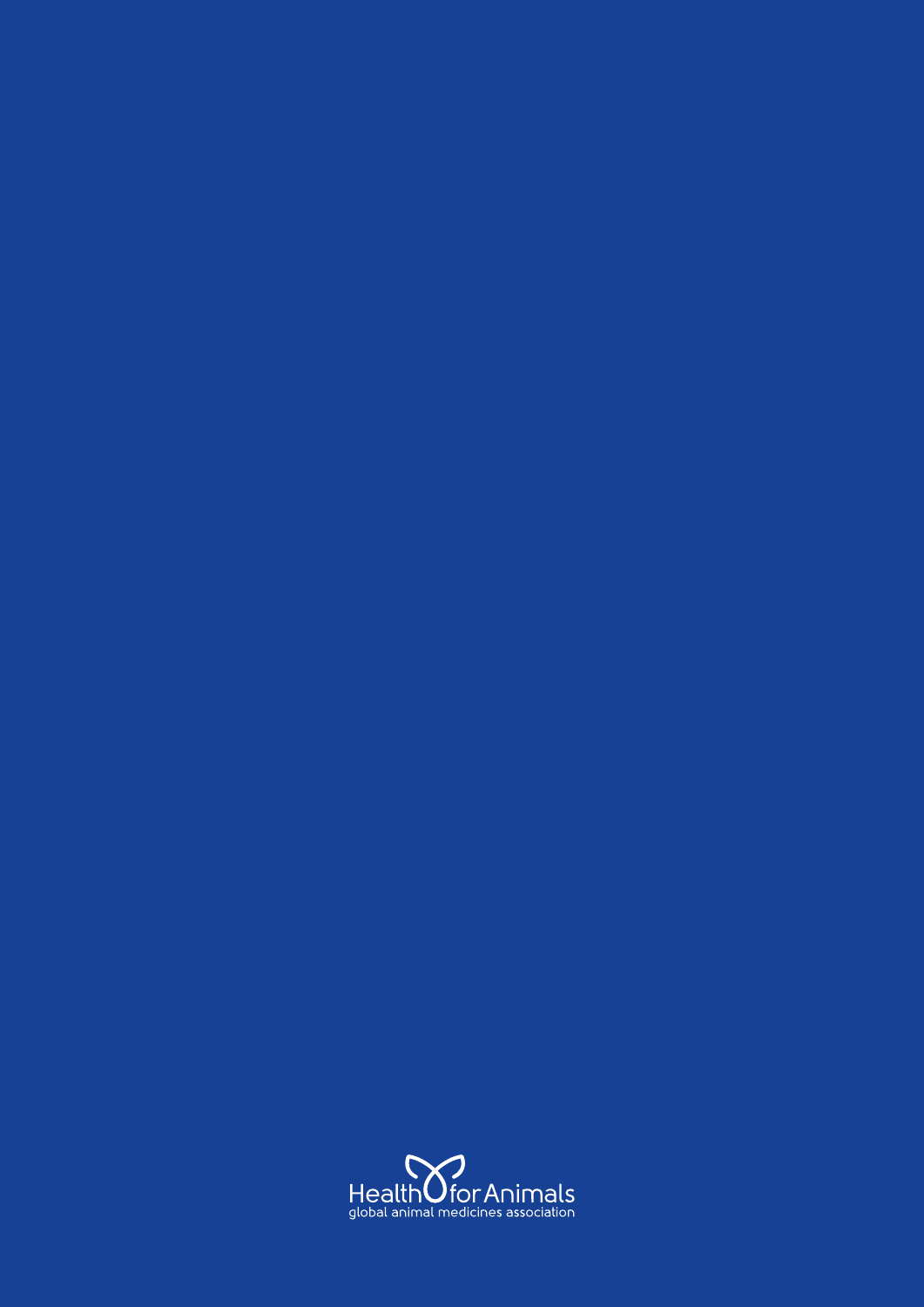HealthforAnimals
global animal medicines association